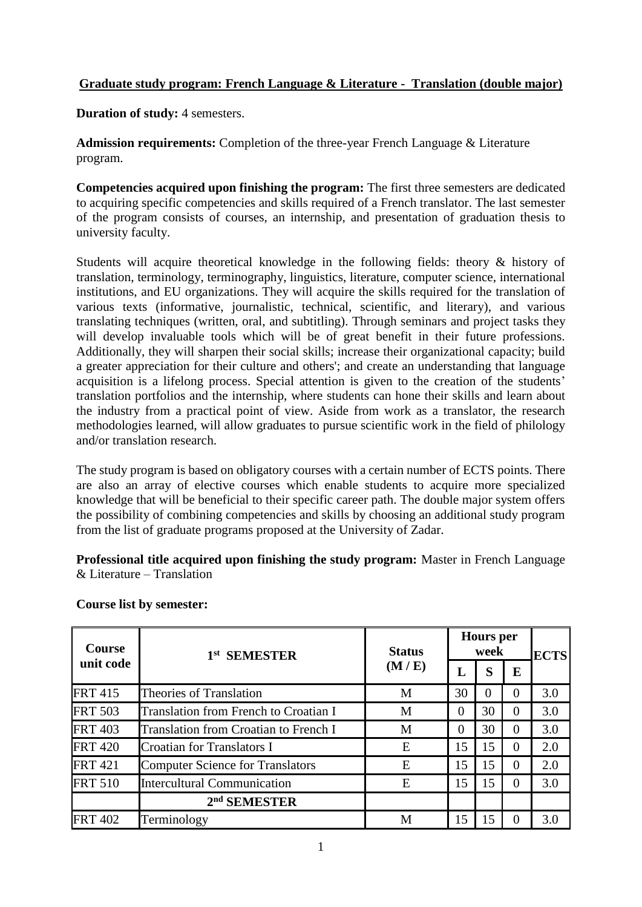**Graduate study program: French Language & Literature - Translation (double major)**

**Duration of study:** 4 semesters.

**Admission requirements:** Completion of the three-year French Language & Literature program.

**Competencies acquired upon finishing the program:** The first three semesters are dedicated to acquiring specific competencies and skills required of a French translator. The last semester of the program consists of courses, an internship, and presentation of graduation thesis to university faculty.

Students will acquire theoretical knowledge in the following fields: theory & history of translation, terminology, terminography, linguistics, literature, computer science, international institutions, and EU organizations. They will acquire the skills required for the translation of various texts (informative, journalistic, technical, scientific, and literary), and various translating techniques (written, oral, and subtitling). Through seminars and project tasks they will develop invaluable tools which will be of great benefit in their future professions. Additionally, they will sharpen their social skills; increase their organizational capacity; build a greater appreciation for their culture and others'; and create an understanding that language acquisition is a lifelong process. Special attention is given to the creation of the students' translation portfolios and the internship, where students can hone their skills and learn about the industry from a practical point of view. Aside from work as a translator, the research methodologies learned, will allow graduates to pursue scientific work in the field of philology and/or translation research.

The study program is based on obligatory courses with a certain number of ECTS points. There are also an array of elective courses which enable students to acquire more specialized knowledge that will be beneficial to their specific career path. The double major system offers the possibility of combining competencies and skills by choosing an additional study program from the list of graduate programs proposed at the University of Zadar.

**Professional title acquired upon finishing the study program:** Master in French Language & Literature – Translation

**Course list by semester:**

| Course unit code | 1st SEMESTER | Status (M / E) | Hours per week | | | ECTS |
|---|---|---|---|---|---|---|
| | | | L | S | E | |
| FRT 415 | Theories of Translation | M | 30 | 0 | 0 | 3.0 |
| FRT 503 | Translation from French to Croatian I | M | 0 | 30 | 0 | 3.0 |
| FRT 403 | Translation from Croatian to French I | M | 0 | 30 | 0 | 3.0 |
| FRT 420 | Croatian for Translators I | E | 15 | 15 | 0 | 2.0 |
| FRT 421 | Computer Science for Translators | E | 15 | 15 | 0 | 2.0 |
| FRT 510 | Intercultural Communication | E | 15 | 15 | 0 | 3.0 |
| | 2nd SEMESTER | | | | | |
| FRT 402 | Terminology | M | 15 | 15 | 0 | 3.0 |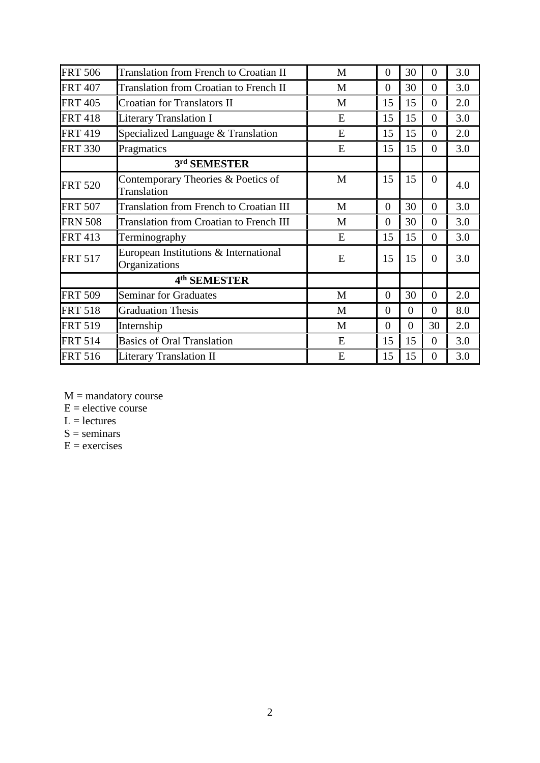| | | | | | | |
|---|---|---|---|---|---|---|
| FRT 506 | Translation from French to Croatian II | M | 0 | 30 | 0 | 3.0 |
| FRT 407 | Translation from Croatian to French II | M | 0 | 30 | 0 | 3.0 |
| FRT 405 | Croatian for Translators II | M | 15 | 15 | 0 | 2.0 |
| FRT 418 | Literary Translation I | E | 15 | 15 | 0 | 3.0 |
| FRT 419 | Specialized Language & Translation | E | 15 | 15 | 0 | 2.0 |
| FRT 330 | Pragmatics | E | 15 | 15 | 0 | 3.0 |
| | **3rd SEMESTER** | | | | | |
| FRT 520 | Contemporary Theories & Poetics of Translation | M | 15 | 15 | 0 | 4.0 |
| FRT 507 | Translation from French to Croatian III | M | 0 | 30 | 0 | 3.0 |
| FRN 508 | Translation from Croatian to French III | M | 0 | 30 | 0 | 3.0 |
| FRT 413 | Terminography | E | 15 | 15 | 0 | 3.0 |
| FRT 517 | European Institutions & International Organizations | E | 15 | 15 | 0 | 3.0 |
| | **4th SEMESTER** | | | | | |
| FRT 509 | Seminar for Graduates | M | 0 | 30 | 0 | 2.0 |
| FRT 518 | Graduation Thesis | M | 0 | 0 | 0 | 8.0 |
| FRT 519 | Internship | M | 0 | 0 | 30 | 2.0 |
| FRT 514 | Basics of Oral Translation | E | 15 | 15 | 0 | 3.0 |
| FRT 516 | Literary Translation II | E | 15 | 15 | 0 | 3.0 |

M = mandatory course
E = elective course
L = lectures
S = seminars
E = exercises